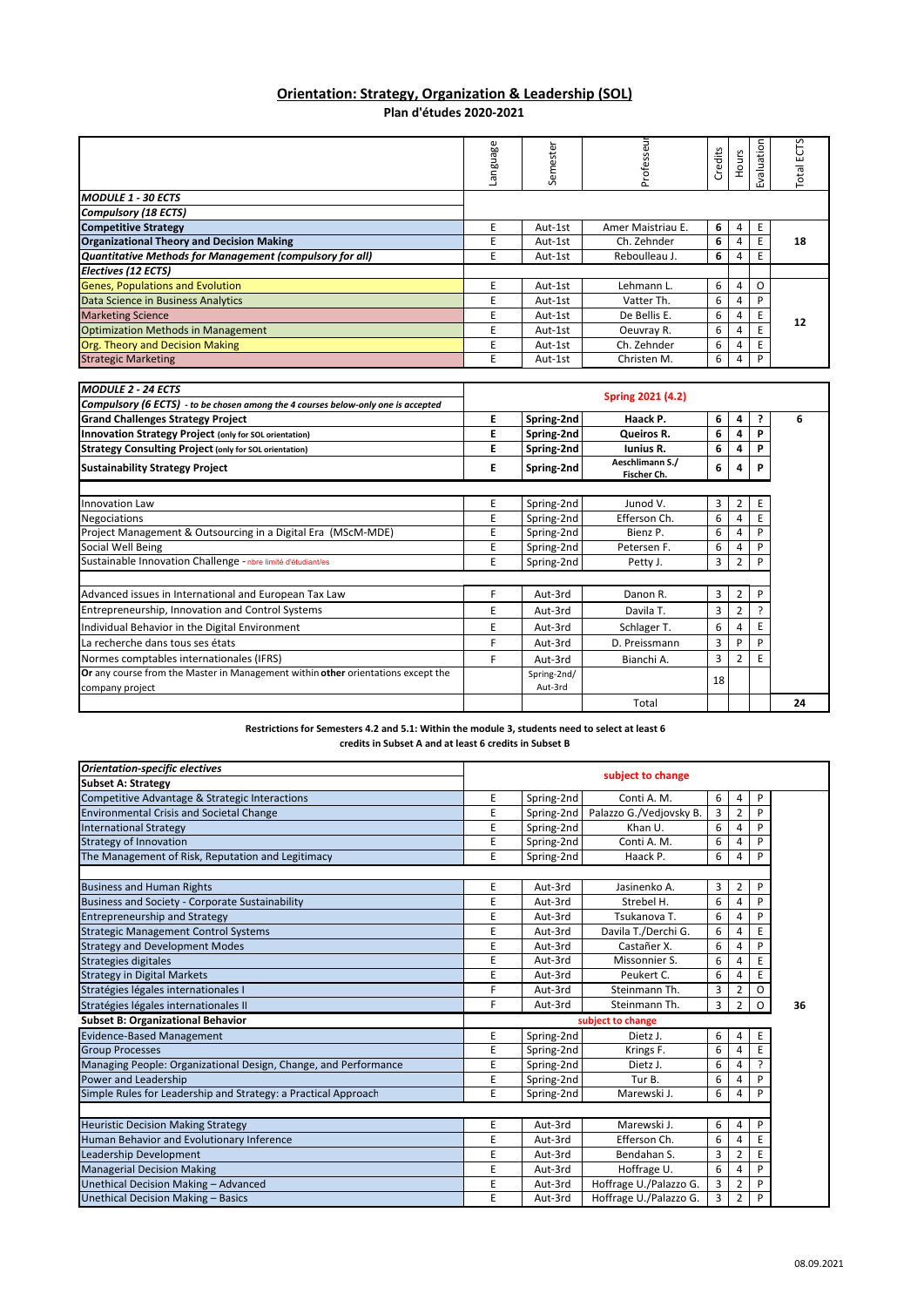## Orientation: Strategy, Organization & Leadership (SOL)

**Plan d'études 2020-2021**

| | Language | Semester | Professeur | Credits | Hours | Evaluation | Total ECTS |
|---|---|---|---|---|---|---|---|
| ***MODULE 1 - 30 ECTS*** | | | | | | | |
| ***Compulsory (18 ECTS)*** | | | | | | | |
| **Competitive Strategy** | E | Aut-1st | Amer Maistriau E. | **6** | 4 | E | **18** |
| **Organizational Theory and Decision Making** | E | Aut-1st | Ch. Zehnder | **6** | 4 | E | |
| ***Quantitative Methods for Management (compulsory for all)*** | E | Aut-1st | Reboulleau J. | **6** | 4 | E | |
| ***Electives (12 ECTS)*** | | | | | | | |
| Genes, Populations and Evolution | E | Aut-1st | Lehmann L. | 6 | 4 | O | **12** |
| Data Science in Business Analytics | E | Aut-1st | Vatter Th. | 6 | 4 | P | |
| Marketing Science | E | Aut-1st | De Bellis E. | 6 | 4 | E | |
| Optimization Methods in Management | E | Aut-1st | Oeuvray R. | 6 | 4 | E | |
| Org. Theory and Decision Making | E | Aut-1st | Ch. Zehnder | 6 | 4 | E | |
| Strategic Marketing | E | Aut-1st | Christen M. | 6 | 4 | P | |

| | Language | Semester | Professeur | Credits | Hours | Evaluation | Total ECTS |
|---|---|---|---|---|---|---|---|
| ***MODULE 2 - 24 ECTS*** | **Spring 2021 (4.2)** | | | | | | |
| ***Compulsory (6 ECTS)*** *- to be chosen among the 4 courses below-only one is accepted* | | | | | | | |
| **Grand Challenges Strategy Project** | **E** | **Spring-2nd** | **Haack P.** | **6** | **4** | **?** | **6** |
| **Innovation Strategy Project** (only for SOL orientation) | **E** | **Spring-2nd** | **Queiros R.** | **6** | **4** | **P** | |
| **Strategy Consulting Project** (only for SOL orientation) | **E** | **Spring-2nd** | **Iunius R.** | **6** | **4** | **P** | |
| **Sustainability Strategy Project** | **E** | **Spring-2nd** | **Aeschlimann S./ Fischer Ch.** | **6** | **4** | **P** | |
| | | | | | | | |
| Innovation Law | E | Spring-2nd | Junod V. | 3 | 2 | E | |
| Negociations | E | Spring-2nd | Efferson Ch. | 6 | 4 | E | |
| Project Management & Outsourcing in a Digital Era (MScM-MDE) | E | Spring-2nd | Bienz P. | 6 | 4 | P | |
| Social Well Being | E | Spring-2nd | Petersen F. | 6 | 4 | P | |
| Sustainable Innovation Challenge - nbre limité d'étudiant/es | E | Spring-2nd | Petty J. | 3 | 2 | P | |
| | | | | | | | |
| Advanced issues in International and European Tax Law | F | Aut-3rd | Danon R. | 3 | 2 | P | |
| Entrepreneurship, Innovation and Control Systems | E | Aut-3rd | Davila T. | 3 | 2 | ? | |
| Individual Behavior in the Digital Environment | E | Aut-3rd | Schlager T. | 6 | 4 | E | |
| La recherche dans tous ses états | F | Aut-3rd | D. Preissmann | 3 | P | P | |
| Normes comptables internationales (IFRS) | F | Aut-3rd | Bianchi A. | 3 | 2 | E | |
| **Or** any course from the Master in Management within **other** orientations except the company project | | Spring-2nd/ Aut-3rd | | 18 | | | |
| | | | Total | | | | **24** |

**Restrictions for Semesters 4.2 and 5.1: Within the module 3, students need to select at least 6 credits in Subset A and at least 6 credits in Subset B**

| | Language | Semester | Professeur | Credits | Hours | Evaluation | Total ECTS |
|---|---|---|---|---|---|---|---|
| ***Orientation-specific electives*** | **subject to change** | | | | | | |
| **Subset A: Strategy** | | | | | | | |
| Competitive Advantage & Strategic Interactions | E | Spring-2nd | Conti A. M. | 6 | 4 | P | **36** |
| Environmental Crisis and Societal Change | E | Spring-2nd | Palazzo G./Vedjovsky B. | 3 | 2 | P | |
| International Strategy | E | Spring-2nd | Khan U. | 6 | 4 | P | |
| Strategy of Innovation | E | Spring-2nd | Conti A. M. | 6 | 4 | P | |
| The Management of Risk, Reputation and Legitimacy | E | Spring-2nd | Haack P. | 6 | 4 | P | |
| | | | | | | | |
| Business and Human Rights | E | Aut-3rd | Jasinenko A. | 3 | 2 | P | |
| Business and Society - Corporate Sustainability | E | Aut-3rd | Strebel H. | 6 | 4 | P | |
| Entrepreneurship and Strategy | E | Aut-3rd | Tsukanova T. | 6 | 4 | P | |
| Strategic Management Control Systems | E | Aut-3rd | Davila T./Derchi G. | 6 | 4 | E | |
| Strategy and Development Modes | E | Aut-3rd | Castañer X. | 6 | 4 | P | |
| Strategies digitales | E | Aut-3rd | Missonnier S. | 6 | 4 | E | |
| Strategy in Digital Markets | E | Aut-3rd | Peukert C. | 6 | 4 | E | |
| Stratégies légales internationales I | F | Aut-3rd | Steinmann Th. | 3 | 2 | O | |
| Stratégies légales internationales II | F | Aut-3rd | Steinmann Th. | 3 | 2 | O | |
| **Subset B: Organizational Behavior** | **subject to change** | | | | | | |
| Evidence-Based Management | E | Spring-2nd | Dietz J. | 6 | 4 | E | |
| Group Processes | E | Spring-2nd | Krings F. | 6 | 4 | E | |
| Managing People: Organizational Design, Change, and Performance | E | Spring-2nd | Dietz J. | 6 | 4 | ? | |
| Power and Leadership | E | Spring-2nd | Tur B. | 6 | 4 | P | |
| Simple Rules for Leadership and Strategy: a Practical Approach | E | Spring-2nd | Marewski J. | 6 | 4 | P | |
| | | | | | | | |
| Heuristic Decision Making Strategy | E | Aut-3rd | Marewski J. | 6 | 4 | P | |
| Human Behavior and Evolutionary Inference | E | Aut-3rd | Efferson Ch. | 6 | 4 | E | |
| Leadership Development | E | Aut-3rd | Bendahan S. | 3 | 2 | E | |
| Managerial Decision Making | E | Aut-3rd | Hoffrage U. | 6 | 4 | P | |
| Unethical Decision Making – Advanced | E | Aut-3rd | Hoffrage U./Palazzo G. | 3 | 2 | P | |
| Unethical Decision Making – Basics | E | Aut-3rd | Hoffrage U./Palazzo G. | 3 | 2 | P | |

08.09.2021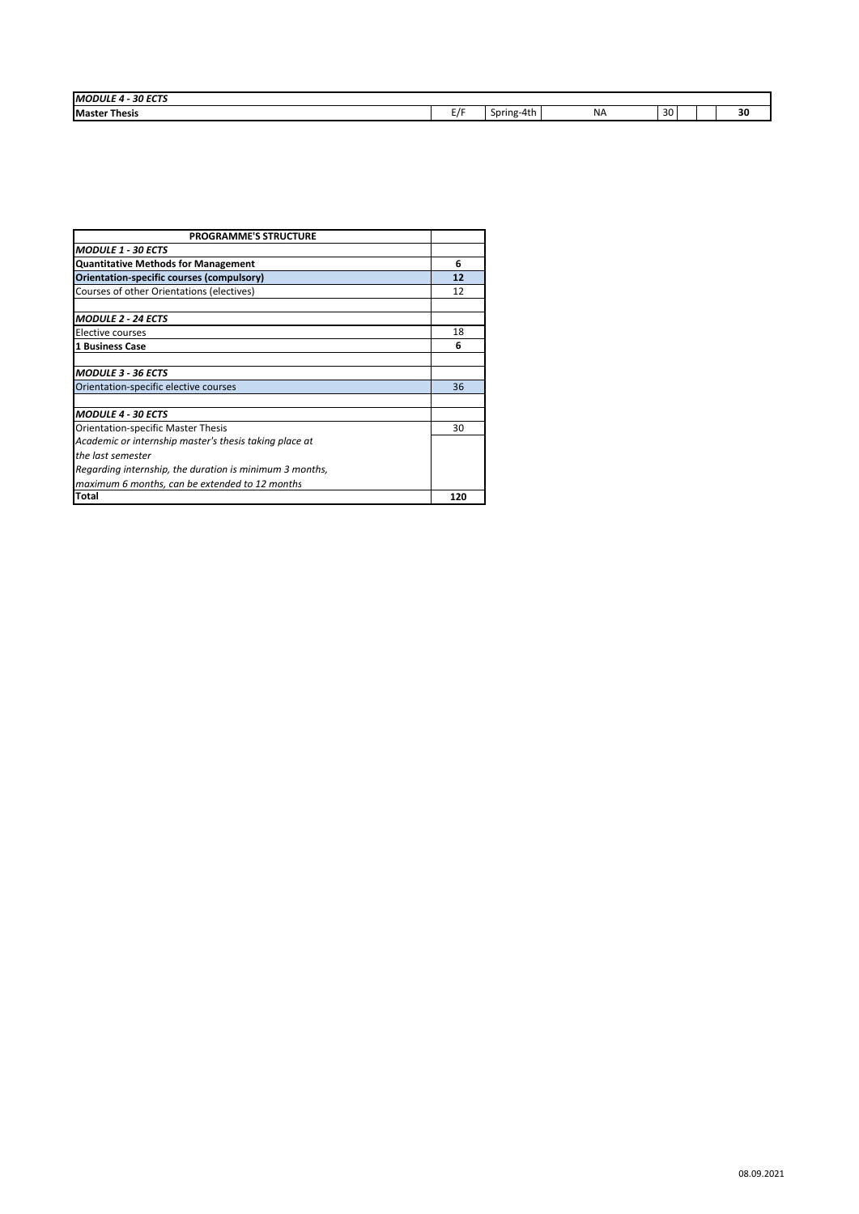| | | | | | | | |
|---|---|---|---|---|---|---|---|
| ***MODULE 4 - 30 ECTS*** | | | | | | | |
| **Master Thesis** | E/F | Spring-4th | NA | 30 | | | **30** |

| **PROGRAMME'S STRUCTURE** | |
|---|---|
| ***MODULE 1 - 30 ECTS*** | |
| **Quantitative Methods for Management** | **6** |
| **Orientation-specific courses (compulsory)** | **12** |
| Courses of other Orientations (electives) | 12 |
| | |
| ***MODULE 2 - 24 ECTS*** | |
| Elective courses | 18 |
| **1 Business Case** | **6** |
| | |
| ***MODULE 3 - 36 ECTS*** | |
| Orientation-specific elective courses | 36 |
| | |
| ***MODULE 4 - 30 ECTS*** | |
| Orientation-specific Master Thesis | 30 |
| *Academic or internship master's thesis taking place at the last semester* | |
| *Regarding internship, the duration is minimum 3 months, maximum 6 months, can be extended to 12 months* | |
| **Total** | **120** |

08.09.2021